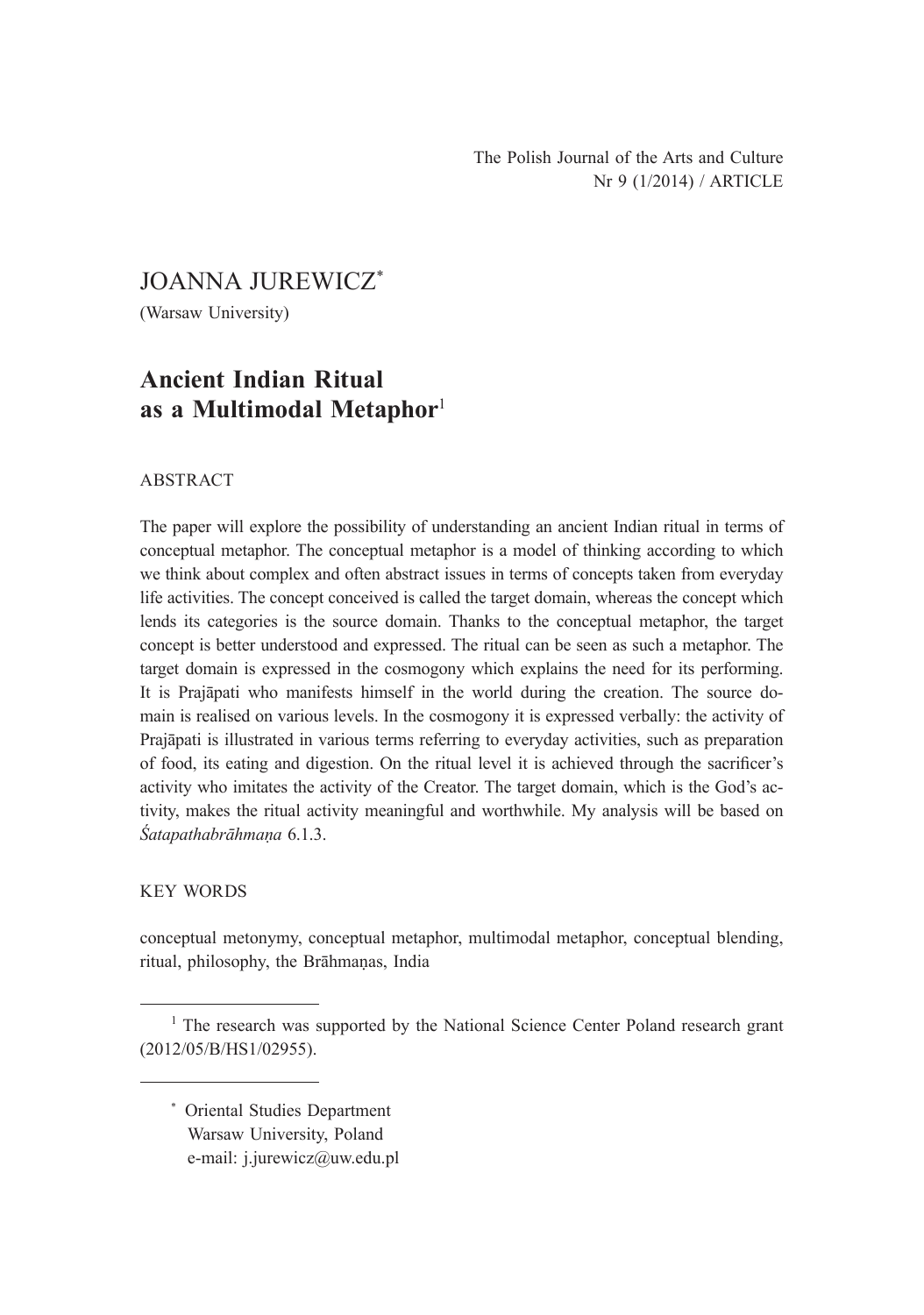The Polish Journal of the Arts and Culture
Nr 9 (1/2014) / ARTICLE

JOANNA JUREWICZ[*]

(Warsaw University)

# Ancient Indian Ritual as a Multimodal Metaphor[1]

## ABSTRACT

The paper will explore the possibility of understanding an ancient Indian ritual in terms of conceptual metaphor. The conceptual metaphor is a model of thinking according to which we think about complex and often abstract issues in terms of concepts taken from everyday life activities. The concept conceived is called the target domain, whereas the concept which lends its categories is the source domain. Thanks to the conceptual metaphor, the target concept is better understood and expressed. The ritual can be seen as such a metaphor. The target domain is expressed in the cosmogony which explains the need for its performing. It is Prajāpati who manifests himself in the world during the creation. The source domain is realised on various levels. In the cosmogony it is expressed verbally: the activity of Prajāpati is illustrated in various terms referring to everyday activities, such as preparation of food, its eating and digestion. On the ritual level it is achieved through the sacrificer's activity who imitates the activity of the Creator. The target domain, which is the God's activity, makes the ritual activity meaningful and worthwhile. My analysis will be based on *Śatapathabrāhmaṇa* 6.1.3.

## KEY WORDS

conceptual metonymy, conceptual metaphor, multimodal metaphor, conceptual blending, ritual, philosophy, the Brāhmaṇas, India

---

[1] The research was supported by the National Science Center Poland research grant (2012/05/B/HS1/02955).

[*] Oriental Studies Department
Warsaw University, Poland
e-mail: j.jurewicz@uw.edu.pl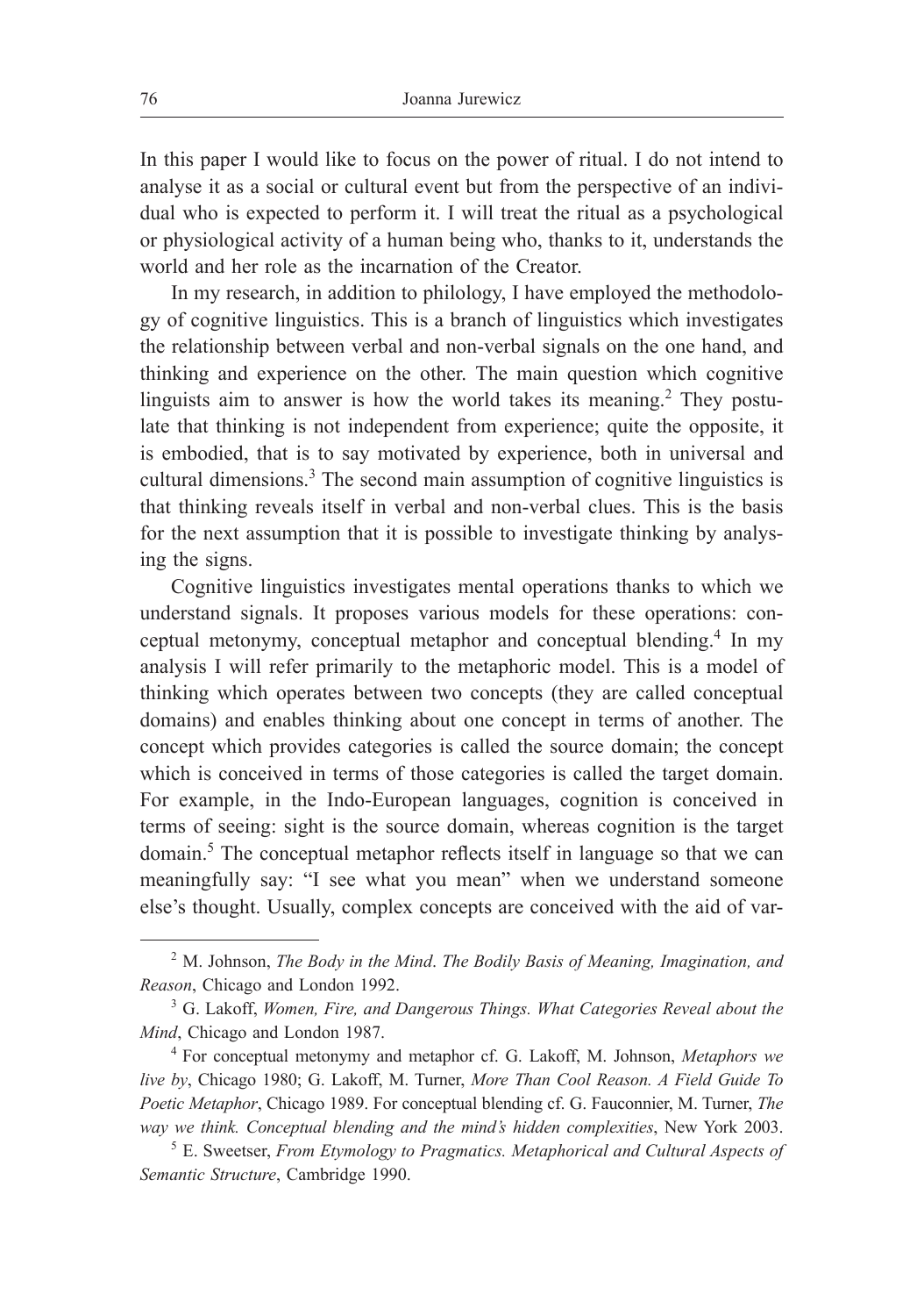In this paper I would like to focus on the power of ritual. I do not intend to analyse it as a social or cultural event but from the perspective of an individual who is expected to perform it. I will treat the ritual as a psychological or physiological activity of a human being who, thanks to it, understands the world and her role as the incarnation of the Creator.

In my research, in addition to philology, I have employed the methodology of cognitive linguistics. This is a branch of linguistics which investigates the relationship between verbal and non-verbal signals on the one hand, and thinking and experience on the other. The main question which cognitive linguists aim to answer is how the world takes its meaning.[2] They postulate that thinking is not independent from experience; quite the opposite, it is embodied, that is to say motivated by experience, both in universal and cultural dimensions.[3] The second main assumption of cognitive linguistics is that thinking reveals itself in verbal and non-verbal clues. This is the basis for the next assumption that it is possible to investigate thinking by analysing the signs.

Cognitive linguistics investigates mental operations thanks to which we understand signals. It proposes various models for these operations: conceptual metonymy, conceptual metaphor and conceptual blending.[4] In my analysis I will refer primarily to the metaphoric model. This is a model of thinking which operates between two concepts (they are called conceptual domains) and enables thinking about one concept in terms of another. The concept which provides categories is called the source domain; the concept which is conceived in terms of those categories is called the target domain. For example, in the Indo-European languages, cognition is conceived in terms of seeing: sight is the source domain, whereas cognition is the target domain.[5] The conceptual metaphor reflects itself in language so that we can meaningfully say: "I see what you mean" when we understand someone else's thought. Usually, complex concepts are conceived with the aid of var-

---

[2] M. Johnson, *The Body in the Mind*. *The Bodily Basis of Meaning, Imagination, and Reason*, Chicago and London 1992.

[3] G. Lakoff, *Women, Fire, and Dangerous Things. What Categories Reveal about the Mind*, Chicago and London 1987.

[4] For conceptual metonymy and metaphor cf. G. Lakoff, M. Johnson, *Metaphors we live by*, Chicago 1980; G. Lakoff, M. Turner, *More Than Cool Reason. A Field Guide To Poetic Metaphor*, Chicago 1989. For conceptual blending cf. G. Fauconnier, M. Turner, *The way we think. Conceptual blending and the mind's hidden complexities*, New York 2003.

[5] E. Sweetser, *From Etymology to Pragmatics. Metaphorical and Cultural Aspects of Semantic Structure*, Cambridge 1990.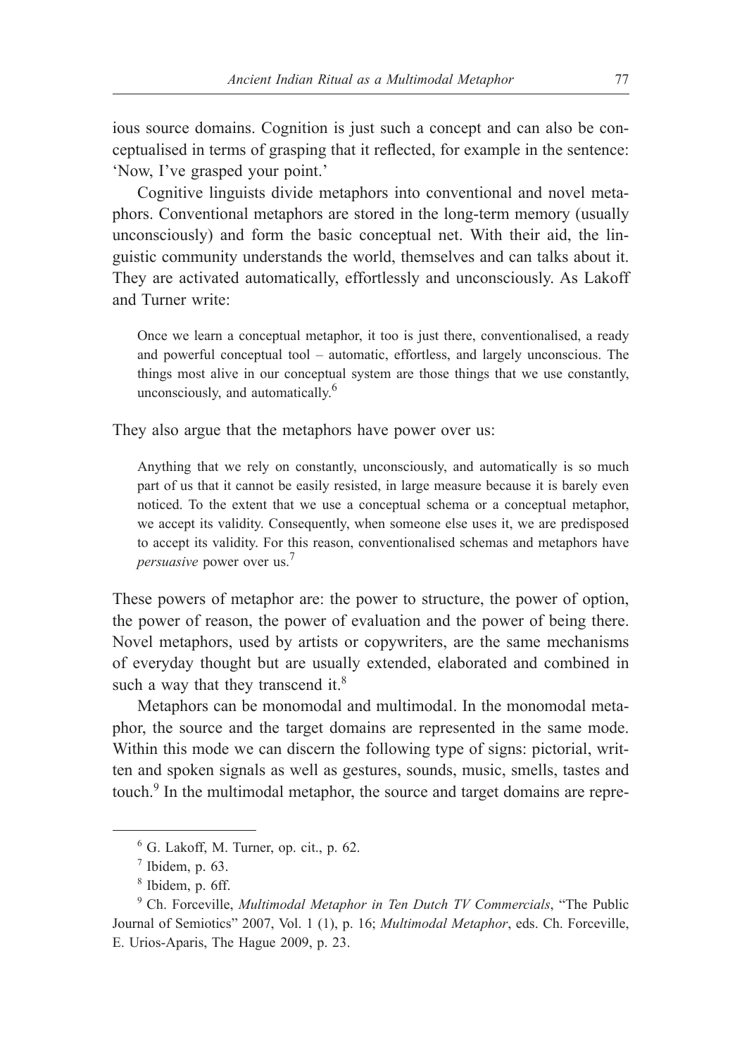ious source domains. Cognition is just such a concept and can also be conceptualised in terms of grasping that it reflected, for example in the sentence: 'Now, I've grasped your point.'

Cognitive linguists divide metaphors into conventional and novel metaphors. Conventional metaphors are stored in the long-term memory (usually unconsciously) and form the basic conceptual net. With their aid, the linguistic community understands the world, themselves and can talks about it. They are activated automatically, effortlessly and unconsciously. As Lakoff and Turner write:

> Once we learn a conceptual metaphor, it too is just there, conventionalised, a ready and powerful conceptual tool – automatic, effortless, and largely unconscious. The things most alive in our conceptual system are those things that we use constantly, unconsciously, and automatically.[6]

They also argue that the metaphors have power over us:

> Anything that we rely on constantly, unconsciously, and automatically is so much part of us that it cannot be easily resisted, in large measure because it is barely even noticed. To the extent that we use a conceptual schema or a conceptual metaphor, we accept its validity. Consequently, when someone else uses it, we are predisposed to accept its validity. For this reason, conventionalised schemas and metaphors have *persuasive* power over us.[7]

These powers of metaphor are: the power to structure, the power of option, the power of reason, the power of evaluation and the power of being there. Novel metaphors, used by artists or copywriters, are the same mechanisms of everyday thought but are usually extended, elaborated and combined in such a way that they transcend it.[8]

Metaphors can be monomodal and multimodal. In the monomodal metaphor, the source and the target domains are represented in the same mode. Within this mode we can discern the following type of signs: pictorial, written and spoken signals as well as gestures, sounds, music, smells, tastes and touch.[9] In the multimodal metaphor, the source and target domains are repre-

---

[6] G. Lakoff, M. Turner, op. cit., p. 62.

[7] Ibidem, p. 63.

[8] Ibidem, p. 6ff.

[9] Ch. Forceville, *Multimodal Metaphor in Ten Dutch TV Commercials*, "The Public Journal of Semiotics" 2007, Vol. 1 (1), p. 16; *Multimodal Metaphor*, eds. Ch. Forceville, E. Urios-Aparis, The Hague 2009, p. 23.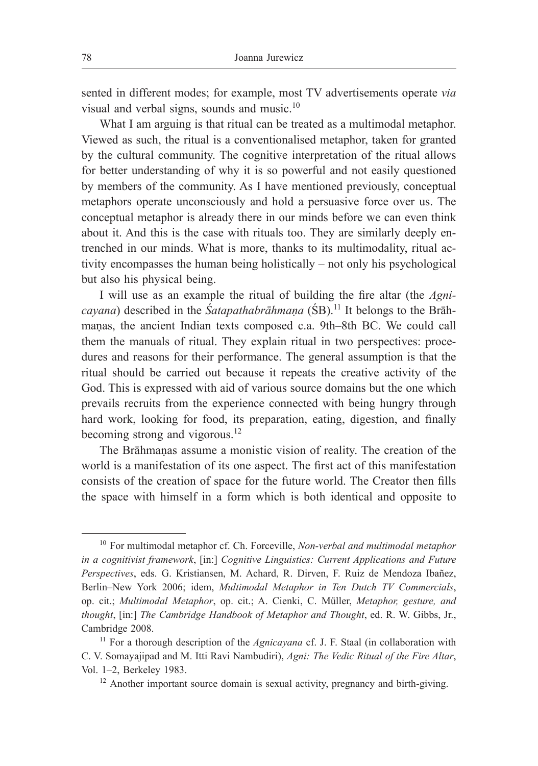sented in different modes; for example, most TV advertisements operate *via* visual and verbal signs, sounds and music.[10]

What I am arguing is that ritual can be treated as a multimodal metaphor. Viewed as such, the ritual is a conventionalised metaphor, taken for granted by the cultural community. The cognitive interpretation of the ritual allows for better understanding of why it is so powerful and not easily questioned by members of the community. As I have mentioned previously, conceptual metaphors operate unconsciously and hold a persuasive force over us. The conceptual metaphor is already there in our minds before we can even think about it. And this is the case with rituals too. They are similarly deeply entrenched in our minds. What is more, thanks to its multimodality, ritual activity encompasses the human being holistically – not only his psychological but also his physical being.

I will use as an example the ritual of building the fire altar (the *Agnicayana*) described in the *Śatapathabrāhmaṇa* (ŚB).[11] It belongs to the Brāhmaṇas, the ancient Indian texts composed c.a. 9th–8th BC. We could call them the manuals of ritual. They explain ritual in two perspectives: procedures and reasons for their performance. The general assumption is that the ritual should be carried out because it repeats the creative activity of the God. This is expressed with aid of various source domains but the one which prevails recruits from the experience connected with being hungry through hard work, looking for food, its preparation, eating, digestion, and finally becoming strong and vigorous.[12]

The Brāhmaṇas assume a monistic vision of reality. The creation of the world is a manifestation of its one aspect. The first act of this manifestation consists of the creation of space for the future world. The Creator then fills the space with himself in a form which is both identical and opposite to

---

[10] For multimodal metaphor cf. Ch. Forceville, *Non-verbal and multimodal metaphor in a cognitivist framework*, [in:] *Cognitive Linguistics: Current Applications and Future Perspectives*, eds. G. Kristiansen, M. Achard, R. Dirven, F. Ruiz de Mendoza Ibañez, Berlin–New York 2006; idem, *Multimodal Metaphor in Ten Dutch TV Commercials*, op. cit.; *Multimodal Metaphor*, op. cit.; A. Cienki, C. Müller, *Metaphor, gesture, and thought*, [in:] *The Cambridge Handbook of Metaphor and Thought*, ed. R. W. Gibbs, Jr., Cambridge 2008.

[11] For a thorough description of the *Agnicayana* cf. J. F. Staal (in collaboration with C. V. Somayajipad and M. Itti Ravi Nambudiri), *Agni: The Vedic Ritual of the Fire Altar*, Vol. 1–2, Berkeley 1983.

[12] Another important source domain is sexual activity, pregnancy and birth-giving.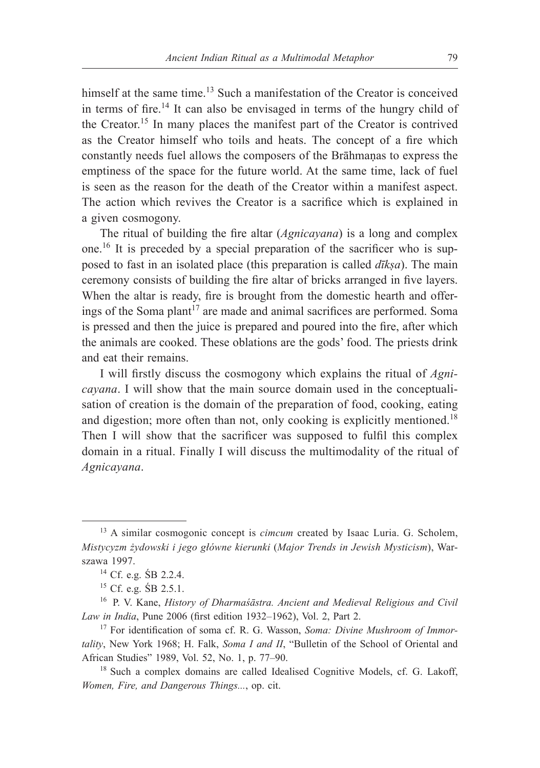himself at the same time.[13] Such a manifestation of the Creator is conceived in terms of fire.[14] It can also be envisaged in terms of the hungry child of the Creator.[15] In many places the manifest part of the Creator is contrived as the Creator himself who toils and heats. The concept of a fire which constantly needs fuel allows the composers of the Brāhmaṇas to express the emptiness of the space for the future world. At the same time, lack of fuel is seen as the reason for the death of the Creator within a manifest aspect. The action which revives the Creator is a sacrifice which is explained in a given cosmogony.

The ritual of building the fire altar (*Agnicayana*) is a long and complex one.[16] It is preceded by a special preparation of the sacrificer who is supposed to fast in an isolated place (this preparation is called *dīkṣa*). The main ceremony consists of building the fire altar of bricks arranged in five layers. When the altar is ready, fire is brought from the domestic hearth and offerings of the Soma plant[17] are made and animal sacrifices are performed. Soma is pressed and then the juice is prepared and poured into the fire, after which the animals are cooked. These oblations are the gods' food. The priests drink and eat their remains.

I will firstly discuss the cosmogony which explains the ritual of *Agnicayana*. I will show that the main source domain used in the conceptualisation of creation is the domain of the preparation of food, cooking, eating and digestion; more often than not, only cooking is explicitly mentioned.[18] Then I will show that the sacrificer was supposed to fulfil this complex domain in a ritual. Finally I will discuss the multimodality of the ritual of *Agnicayana*.

---

[13] A similar cosmogonic concept is *cimcum* created by Isaac Luria. G. Scholem, *Mistycyzm żydowski i jego główne kierunki* (*Major Trends in Jewish Mysticism*), Warszawa 1997.

[14] Cf. e.g. ŚB 2.2.4.

[15] Cf. e.g. ŚB 2.5.1.

[16] P. V. Kane, *History of Dharmaśāstra. Ancient and Medieval Religious and Civil Law in India*, Pune 2006 (first edition 1932–1962), Vol. 2, Part 2.

[17] For identification of soma cf. R. G. Wasson, *Soma: Divine Mushroom of Immortality*, New York 1968; H. Falk, *Soma I and II*, "Bulletin of the School of Oriental and African Studies" 1989, Vol. 52, No. 1, p. 77–90.

[18] Such a complex domains are called Idealised Cognitive Models, cf. G. Lakoff, *Women, Fire, and Dangerous Things...*, op. cit.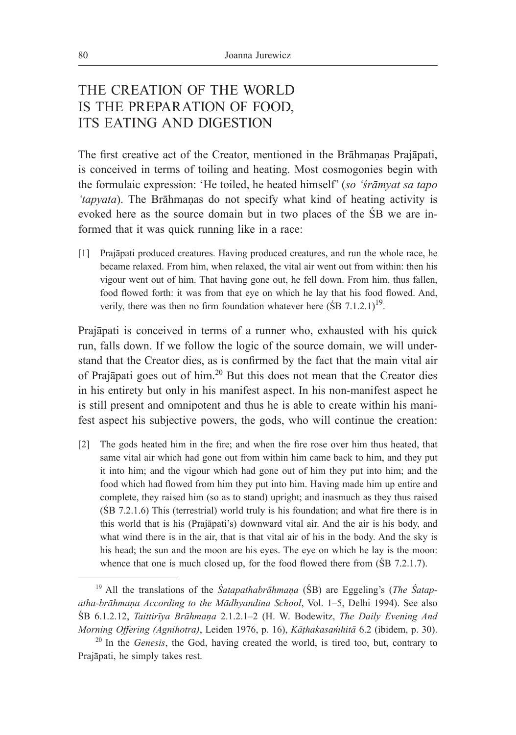## THE CREATION OF THE WORLD IS THE PREPARATION OF FOOD, ITS EATING AND DIGESTION

The first creative act of the Creator, mentioned in the Brāhmaṇas Prajāpati, is conceived in terms of toiling and heating. Most cosmogonies begin with the formulaic expression: 'He toiled, he heated himself' (*so 'śrāmyat sa tapo 'tapyata*). The Brāhmaṇas do not specify what kind of heating activity is evoked here as the source domain but in two places of the ŚB we are informed that it was quick running like in a race:

> [1] Prajāpati produced creatures. Having produced creatures, and run the whole race, he became relaxed. From him, when relaxed, the vital air went out from within: then his vigour went out of him. That having gone out, he fell down. From him, thus fallen, food flowed forth: it was from that eye on which he lay that his food flowed. And, verily, there was then no firm foundation whatever here (ŚB 7.1.2.1)[19].

Prajāpati is conceived in terms of a runner who, exhausted with his quick run, falls down. If we follow the logic of the source domain, we will understand that the Creator dies, as is confirmed by the fact that the main vital air of Prajāpati goes out of him.[20] But this does not mean that the Creator dies in his entirety but only in his manifest aspect. In his non-manifest aspect he is still present and omnipotent and thus he is able to create within his manifest aspect his subjective powers, the gods, who will continue the creation:

> [2] The gods heated him in the fire; and when the fire rose over him thus heated, that same vital air which had gone out from within him came back to him, and they put it into him; and the vigour which had gone out of him they put into him; and the food which had flowed from him they put into him. Having made him up entire and complete, they raised him (so as to stand) upright; and inasmuch as they thus raised (ŚB 7.2.1.6) This (terrestrial) world truly is his foundation; and what fire there is in this world that is his (Prajāpati's) downward vital air. And the air is his body, and what wind there is in the air, that is that vital air of his in the body. And the sky is his head; the sun and the moon are his eyes. The eye on which he lay is the moon: whence that one is much closed up, for the food flowed there from (ŚB 7.2.1.7).

---

[19] All the translations of the *Śatapathabrāhmaṇa* (ŚB) are Eggeling's (*The Śatapatha-brāhmaṇa According to the Mādhyandina School*, Vol. 1–5, Delhi 1994). See also ŚB 6.1.2.12, *Taittirīya Brāhmaṇa* 2.1.2.1–2 (H. W. Bodewitz, *The Daily Evening And Morning Offering (Agnihotra)*, Leiden 1976, p. 16), *Kāṭhakasaṁhitā* 6.2 (ibidem, p. 30).

[20] In the *Genesis*, the God, having created the world, is tired too, but, contrary to Prajāpati, he simply takes rest.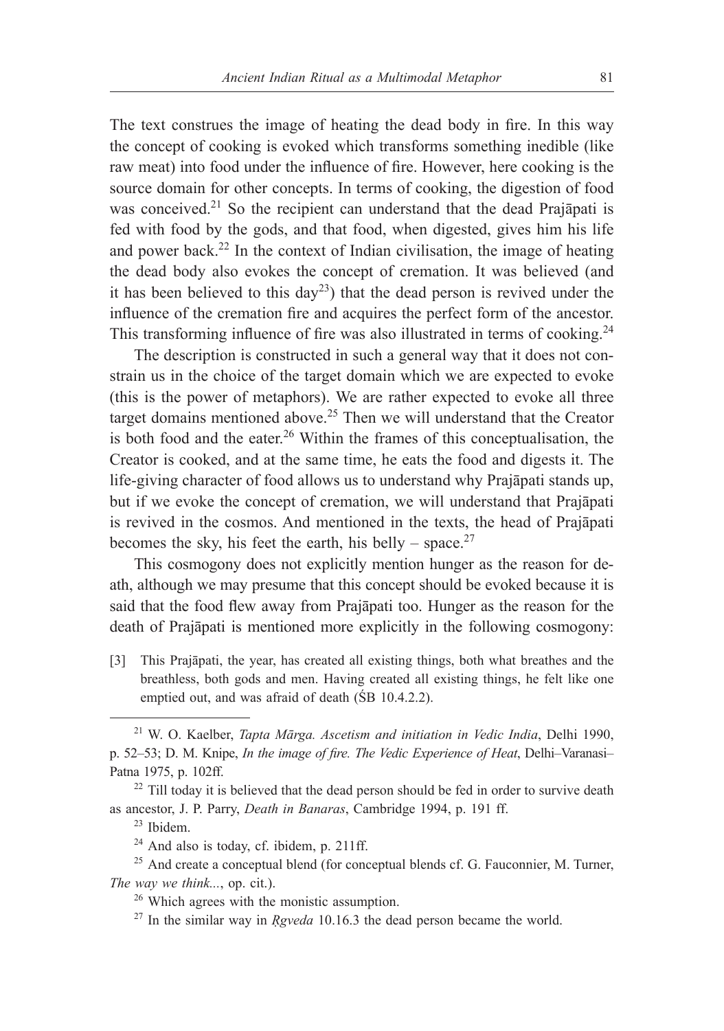The text construes the image of heating the dead body in fire. In this way the concept of cooking is evoked which transforms something inedible (like raw meat) into food under the influence of fire. However, here cooking is the source domain for other concepts. In terms of cooking, the digestion of food was conceived.[21] So the recipient can understand that the dead Prajāpati is fed with food by the gods, and that food, when digested, gives him his life and power back.[22] In the context of Indian civilisation, the image of heating the dead body also evokes the concept of cremation. It was believed (and it has been believed to this day[23]) that the dead person is revived under the influence of the cremation fire and acquires the perfect form of the ancestor. This transforming influence of fire was also illustrated in terms of cooking.[24]

The description is constructed in such a general way that it does not constrain us in the choice of the target domain which we are expected to evoke (this is the power of metaphors). We are rather expected to evoke all three target domains mentioned above.[25] Then we will understand that the Creator is both food and the eater.[26] Within the frames of this conceptualisation, the Creator is cooked, and at the same time, he eats the food and digests it. The life-giving character of food allows us to understand why Prajāpati stands up, but if we evoke the concept of cremation, we will understand that Prajāpati is revived in the cosmos. And mentioned in the texts, the head of Prajāpati becomes the sky, his feet the earth, his belly – space.[27]

This cosmogony does not explicitly mention hunger as the reason for death, although we may presume that this concept should be evoked because it is said that the food flew away from Prajāpati too. Hunger as the reason for the death of Prajāpati is mentioned more explicitly in the following cosmogony:

> [3] This Prajāpati, the year, has created all existing things, both what breathes and the breathless, both gods and men. Having created all existing things, he felt like one emptied out, and was afraid of death (ŚB 10.4.2.2).

---

[21] W. O. Kaelber, *Tapta Mārga. Ascetism and initiation in Vedic India*, Delhi 1990, p. 52–53; D. M. Knipe, *In the image of fire. The Vedic Experience of Heat*, Delhi–Varanasi–Patna 1975, p. 102ff.

[22] Till today it is believed that the dead person should be fed in order to survive death as ancestor, J. P. Parry, *Death in Banaras*, Cambridge 1994, p. 191 ff.

[23] Ibidem.

[24] And also is today, cf. ibidem, p. 211ff.

[25] And create a conceptual blend (for conceptual blends cf. G. Fauconnier, M. Turner, *The way we think...*, op. cit.).

[26] Which agrees with the monistic assumption.

[27] In the similar way in *Ṛgveda* 10.16.3 the dead person became the world.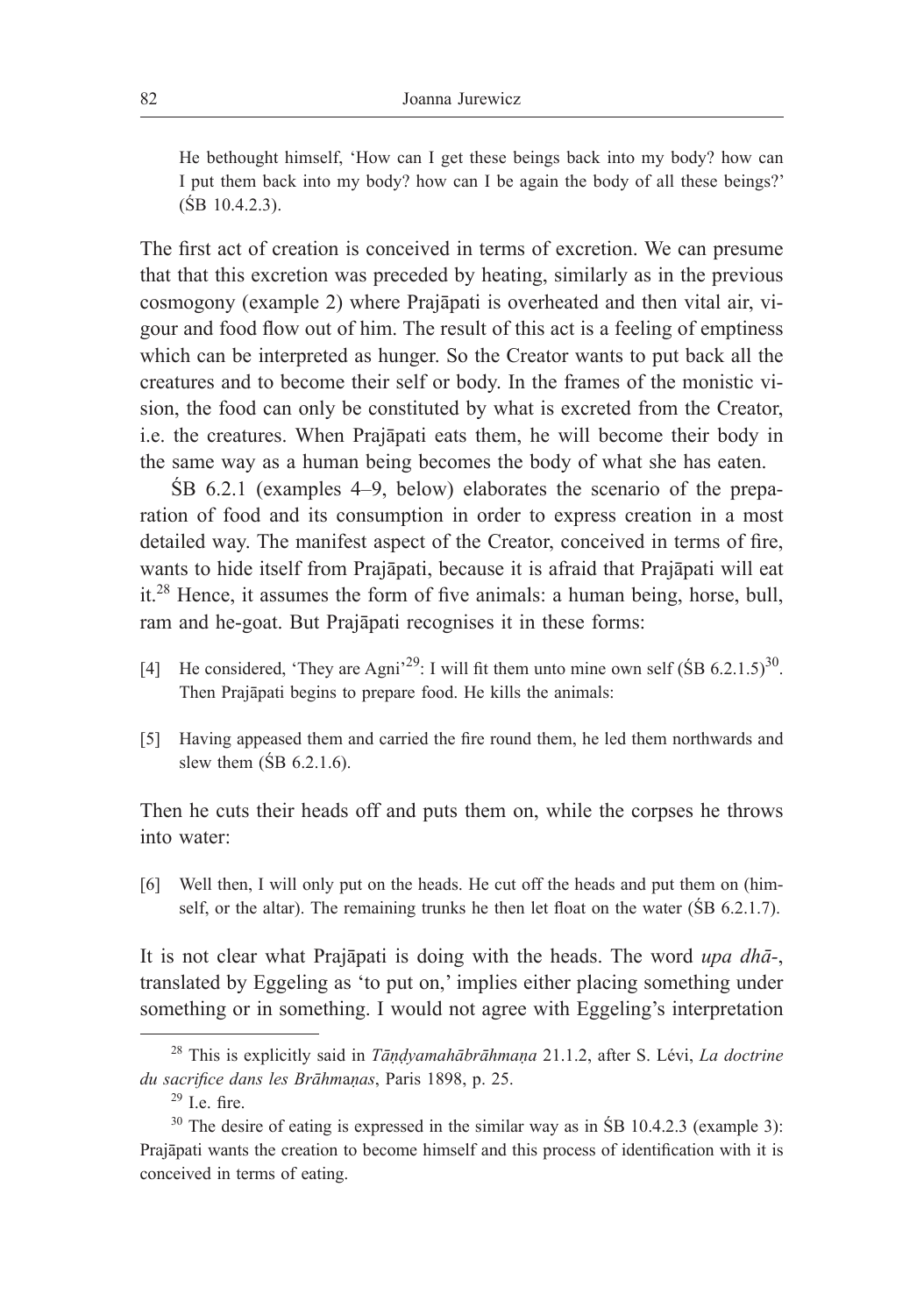He bethought himself, 'How can I get these beings back into my body? how can I put them back into my body? how can I be again the body of all these beings?' (ŚB 10.4.2.3).

The first act of creation is conceived in terms of excretion. We can presume that that this excretion was preceded by heating, similarly as in the previous cosmogony (example 2) where Prajāpati is overheated and then vital air, vigour and food flow out of him. The result of this act is a feeling of emptiness which can be interpreted as hunger. So the Creator wants to put back all the creatures and to become their self or body. In the frames of the monistic vision, the food can only be constituted by what is excreted from the Creator, i.e. the creatures. When Prajāpati eats them, he will become their body in the same way as a human being becomes the body of what she has eaten.

ŚB 6.2.1 (examples 4–9, below) elaborates the scenario of the preparation of food and its consumption in order to express creation in a most detailed way. The manifest aspect of the Creator, conceived in terms of fire, wants to hide itself from Prajāpati, because it is afraid that Prajāpati will eat it.[28] Hence, it assumes the form of five animals: a human being, horse, bull, ram and he-goat. But Prajāpati recognises it in these forms:

[4] He considered, 'They are Agni'[29]: I will fit them unto mine own self (ŚB 6.2.1.5)[30]. Then Prajāpati begins to prepare food. He kills the animals:

[5] Having appeased them and carried the fire round them, he led them northwards and slew them (ŚB 6.2.1.6).

Then he cuts their heads off and puts them on, while the corpses he throws into water:

[6] Well then, I will only put on the heads. He cut off the heads and put them on (himself, or the altar). The remaining trunks he then let float on the water (ŚB 6.2.1.7).

It is not clear what Prajāpati is doing with the heads. The word *upa dhā-*, translated by Eggeling as 'to put on,' implies either placing something under something or in something. I would not agree with Eggeling's interpretation

---

[28] This is explicitly said in *Tāṇḍyamahābrāhmaṇa* 21.1.2, after S. Lévi, *La doctrine du sacrifice dans les Brāhmaṇas*, Paris 1898, p. 25.

[29] I.e. fire.

[30] The desire of eating is expressed in the similar way as in ŚB 10.4.2.3 (example 3): Prajāpati wants the creation to become himself and this process of identification with it is conceived in terms of eating.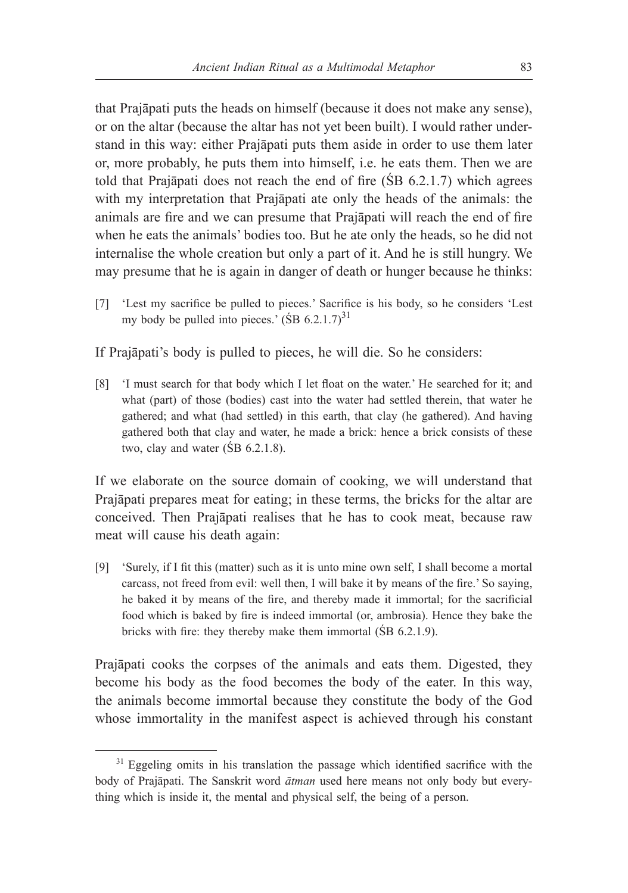that Prajāpati puts the heads on himself (because it does not make any sense), or on the altar (because the altar has not yet been built). I would rather understand in this way: either Prajāpati puts them aside in order to use them later or, more probably, he puts them into himself, i.e. he eats them. Then we are told that Prajāpati does not reach the end of fire (ŚB 6.2.1.7) which agrees with my interpretation that Prajāpati ate only the heads of the animals: the animals are fire and we can presume that Prajāpati will reach the end of fire when he eats the animals' bodies too. But he ate only the heads, so he did not internalise the whole creation but only a part of it. And he is still hungry. We may presume that he is again in danger of death or hunger because he thinks:

> [7] 'Lest my sacrifice be pulled to pieces.' Sacrifice is his body, so he considers 'Lest my body be pulled into pieces.' (ŚB 6.2.1.7)[31]

If Prajāpati's body is pulled to pieces, he will die. So he considers:

> [8] 'I must search for that body which I let float on the water.' He searched for it; and what (part) of those (bodies) cast into the water had settled therein, that water he gathered; and what (had settled) in this earth, that clay (he gathered). And having gathered both that clay and water, he made a brick: hence a brick consists of these two, clay and water (ŚB 6.2.1.8).

If we elaborate on the source domain of cooking, we will understand that Prajāpati prepares meat for eating; in these terms, the bricks for the altar are conceived. Then Prajāpati realises that he has to cook meat, because raw meat will cause his death again:

> [9] 'Surely, if I fit this (matter) such as it is unto mine own self, I shall become a mortal carcass, not freed from evil: well then, I will bake it by means of the fire.' So saying, he baked it by means of the fire, and thereby made it immortal; for the sacrificial food which is baked by fire is indeed immortal (or, ambrosia). Hence they bake the bricks with fire: they thereby make them immortal (ŚB 6.2.1.9).

Prajāpati cooks the corpses of the animals and eats them. Digested, they become his body as the food becomes the body of the eater. In this way, the animals become immortal because they constitute the body of the God whose immortality in the manifest aspect is achieved through his constant

---

[31] Eggeling omits in his translation the passage which identified sacrifice with the body of Prajāpati. The Sanskrit word *ātman* used here means not only body but everything which is inside it, the mental and physical self, the being of a person.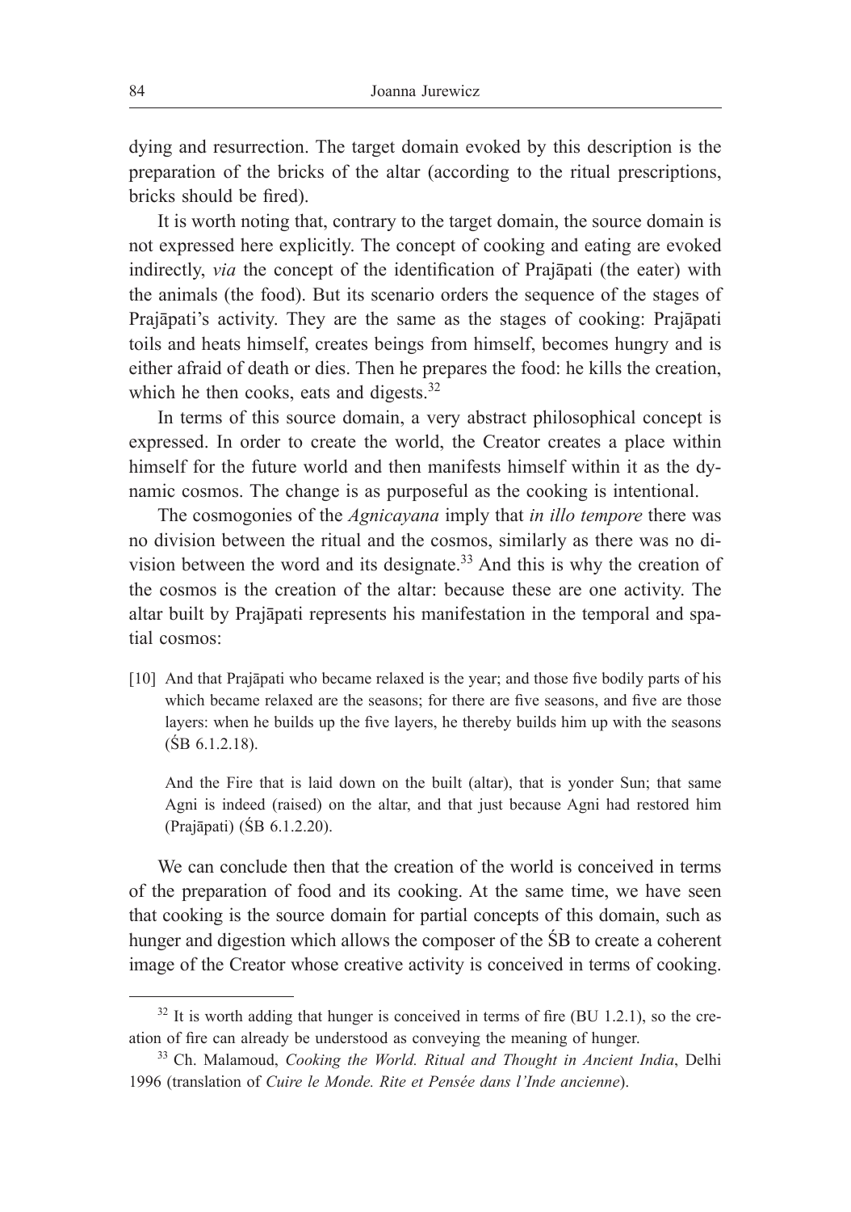dying and resurrection. The target domain evoked by this description is the preparation of the bricks of the altar (according to the ritual prescriptions, bricks should be fired).

It is worth noting that, contrary to the target domain, the source domain is not expressed here explicitly. The concept of cooking and eating are evoked indirectly, *via* the concept of the identification of Prajāpati (the eater) with the animals (the food). But its scenario orders the sequence of the stages of Prajāpati's activity. They are the same as the stages of cooking: Prajāpati toils and heats himself, creates beings from himself, becomes hungry and is either afraid of death or dies. Then he prepares the food: he kills the creation, which he then cooks, eats and digests.[32]

In terms of this source domain, a very abstract philosophical concept is expressed. In order to create the world, the Creator creates a place within himself for the future world and then manifests himself within it as the dynamic cosmos. The change is as purposeful as the cooking is intentional.

The cosmogonies of the *Agnicayana* imply that *in illo tempore* there was no division between the ritual and the cosmos, similarly as there was no division between the word and its designate.[33] And this is why the creation of the cosmos is the creation of the altar: because these are one activity. The altar built by Prajāpati represents his manifestation in the temporal and spatial cosmos:

> [10] And that Prajāpati who became relaxed is the year; and those five bodily parts of his which became relaxed are the seasons; for there are five seasons, and five are those layers: when he builds up the five layers, he thereby builds him up with the seasons (ŚB 6.1.2.18).
>
> And the Fire that is laid down on the built (altar), that is yonder Sun; that same Agni is indeed (raised) on the altar, and that just because Agni had restored him (Prajāpati) (ŚB 6.1.2.20).

We can conclude then that the creation of the world is conceived in terms of the preparation of food and its cooking. At the same time, we have seen that cooking is the source domain for partial concepts of this domain, such as hunger and digestion which allows the composer of the ŚB to create a coherent image of the Creator whose creative activity is conceived in terms of cooking.

---

[32] It is worth adding that hunger is conceived in terms of fire (BU 1.2.1), so the creation of fire can already be understood as conveying the meaning of hunger.

[33] Ch. Malamoud, *Cooking the World. Ritual and Thought in Ancient India*, Delhi 1996 (translation of *Cuire le Monde. Rite et Pensée dans l'Inde ancienne*).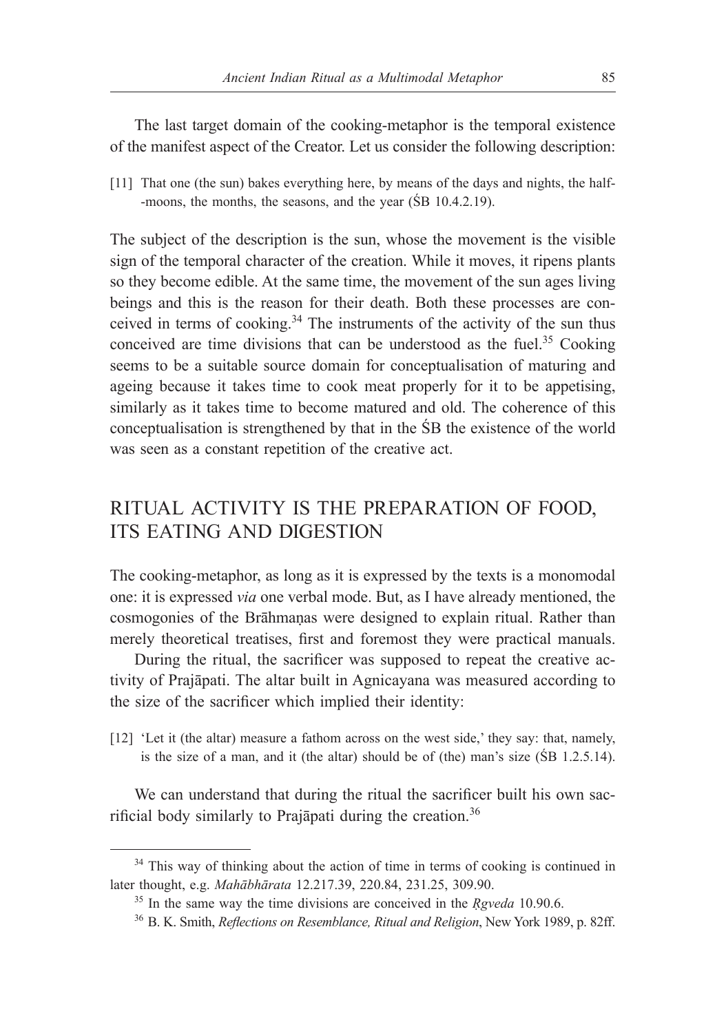The last target domain of the cooking-metaphor is the temporal existence of the manifest aspect of the Creator. Let us consider the following description:

[11] That one (the sun) bakes everything here, by means of the days and nights, the half--moons, the months, the seasons, and the year (ŚB 10.4.2.19).

The subject of the description is the sun, whose the movement is the visible sign of the temporal character of the creation. While it moves, it ripens plants so they become edible. At the same time, the movement of the sun ages living beings and this is the reason for their death. Both these processes are conceived in terms of cooking.[34] The instruments of the activity of the sun thus conceived are time divisions that can be understood as the fuel.[35] Cooking seems to be a suitable source domain for conceptualisation of maturing and ageing because it takes time to cook meat properly for it to be appetising, similarly as it takes time to become matured and old. The coherence of this conceptualisation is strengthened by that in the ŚB the existence of the world was seen as a constant repetition of the creative act.

## RITUAL ACTIVITY IS THE PREPARATION OF FOOD, ITS EATING AND DIGESTION

The cooking-metaphor, as long as it is expressed by the texts is a monomodal one: it is expressed *via* one verbal mode. But, as I have already mentioned, the cosmogonies of the Brāhmaṇas were designed to explain ritual. Rather than merely theoretical treatises, first and foremost they were practical manuals.

During the ritual, the sacrificer was supposed to repeat the creative activity of Prajāpati. The altar built in Agnicayana was measured according to the size of the sacrificer which implied their identity:

[12] 'Let it (the altar) measure a fathom across on the west side,' they say: that, namely, is the size of a man, and it (the altar) should be of (the) man's size (ŚB 1.2.5.14).

We can understand that during the ritual the sacrificer built his own sacrificial body similarly to Prajāpati during the creation.[36]

---

[34] This way of thinking about the action of time in terms of cooking is continued in later thought, e.g. *Mahābhārata* 12.217.39, 220.84, 231.25, 309.90.

[35] In the same way the time divisions are conceived in the *Ṛgveda* 10.90.6.

[36] B. K. Smith, *Reflections on Resemblance, Ritual and Religion*, New York 1989, p. 82ff.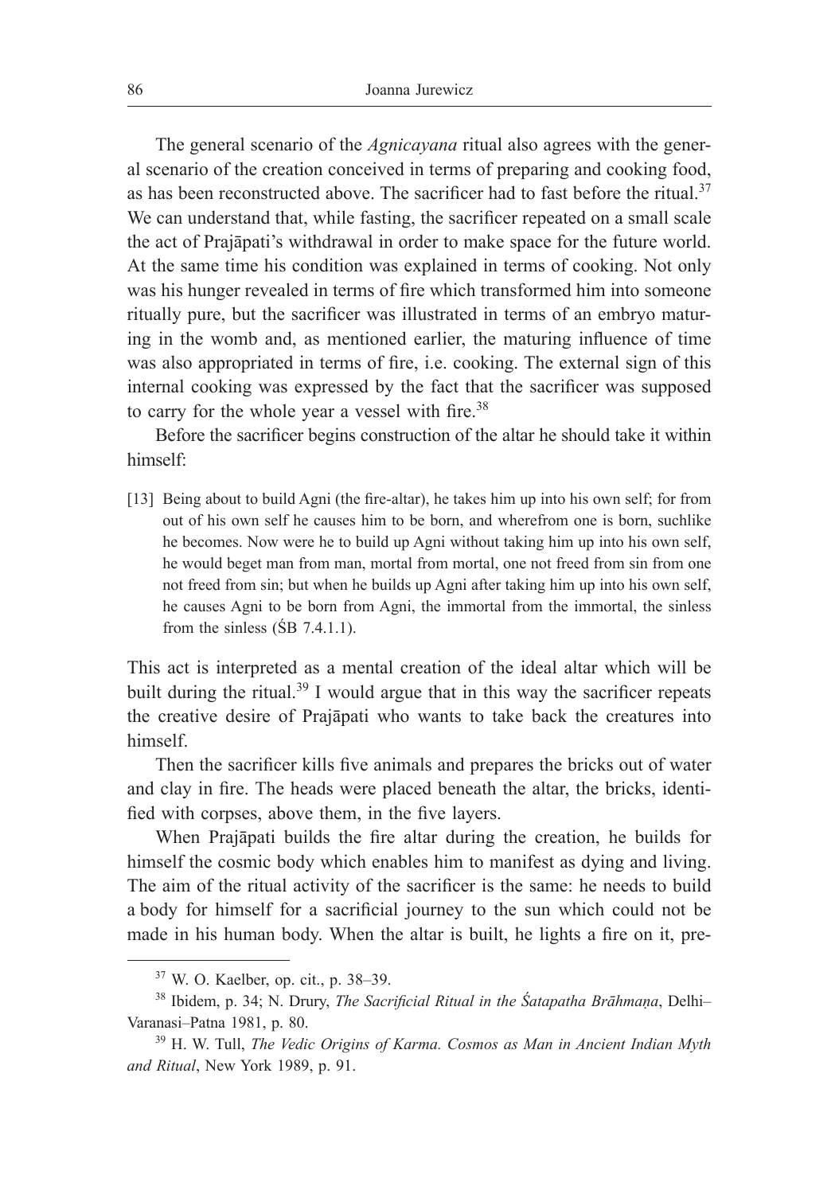The general scenario of the *Agnicayana* ritual also agrees with the general scenario of the creation conceived in terms of preparing and cooking food, as has been reconstructed above. The sacrificer had to fast before the ritual.[37] We can understand that, while fasting, the sacrificer repeated on a small scale the act of Prajāpati's withdrawal in order to make space for the future world. At the same time his condition was explained in terms of cooking. Not only was his hunger revealed in terms of fire which transformed him into someone ritually pure, but the sacrificer was illustrated in terms of an embryo maturing in the womb and, as mentioned earlier, the maturing influence of time was also appropriated in terms of fire, i.e. cooking. The external sign of this internal cooking was expressed by the fact that the sacrificer was supposed to carry for the whole year a vessel with fire.[38]

Before the sacrificer begins construction of the altar he should take it within himself:

> [13] Being about to build Agni (the fire-altar), he takes him up into his own self; for from out of his own self he causes him to be born, and wherefrom one is born, suchlike he becomes. Now were he to build up Agni without taking him up into his own self, he would beget man from man, mortal from mortal, one not freed from sin from one not freed from sin; but when he builds up Agni after taking him up into his own self, he causes Agni to be born from Agni, the immortal from the immortal, the sinless from the sinless (ŚB 7.4.1.1).

This act is interpreted as a mental creation of the ideal altar which will be built during the ritual.[39] I would argue that in this way the sacrificer repeats the creative desire of Prajāpati who wants to take back the creatures into himself.

Then the sacrificer kills five animals and prepares the bricks out of water and clay in fire. The heads were placed beneath the altar, the bricks, identified with corpses, above them, in the five layers.

When Prajāpati builds the fire altar during the creation, he builds for himself the cosmic body which enables him to manifest as dying and living. The aim of the ritual activity of the sacrificer is the same: he needs to build a body for himself for a sacrificial journey to the sun which could not be made in his human body. When the altar is built, he lights a fire on it, pre-

---

[37] W. O. Kaelber, op. cit., p. 38–39.

[38] Ibidem, p. 34; N. Drury, *The Sacrificial Ritual in the Śatapatha Brāhmaṇa*, Delhi–Varanasi–Patna 1981, p. 80.

[39] H. W. Tull, *The Vedic Origins of Karma. Cosmos as Man in Ancient Indian Myth and Ritual*, New York 1989, p. 91.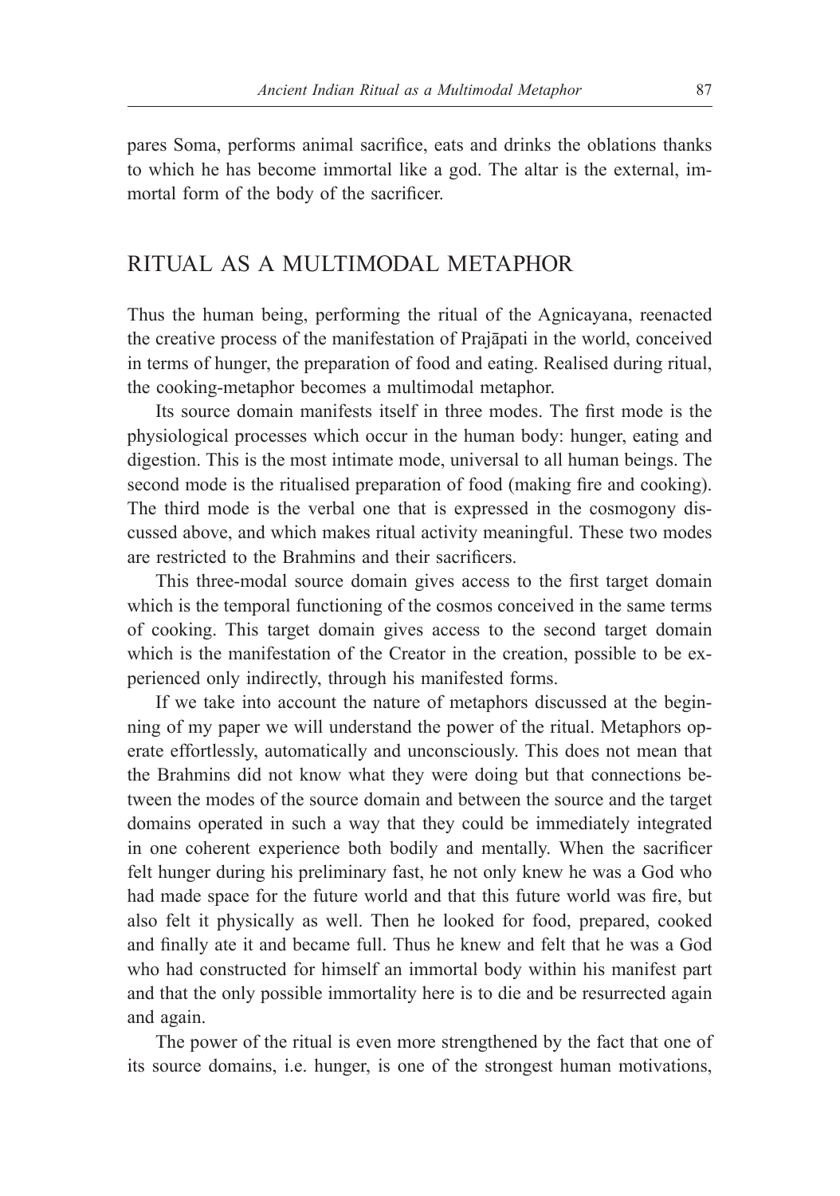pares Soma, performs animal sacrifice, eats and drinks the oblations thanks to which he has become immortal like a god. The altar is the external, immortal form of the body of the sacrificer.

## RITUAL AS A MULTIMODAL METAPHOR

Thus the human being, performing the ritual of the Agnicayana, reenacted the creative process of the manifestation of Prajāpati in the world, conceived in terms of hunger, the preparation of food and eating. Realised during ritual, the cooking-metaphor becomes a multimodal metaphor.

Its source domain manifests itself in three modes. The first mode is the physiological processes which occur in the human body: hunger, eating and digestion. This is the most intimate mode, universal to all human beings. The second mode is the ritualised preparation of food (making fire and cooking). The third mode is the verbal one that is expressed in the cosmogony discussed above, and which makes ritual activity meaningful. These two modes are restricted to the Brahmins and their sacrificers.

This three-modal source domain gives access to the first target domain which is the temporal functioning of the cosmos conceived in the same terms of cooking. This target domain gives access to the second target domain which is the manifestation of the Creator in the creation, possible to be experienced only indirectly, through his manifested forms.

If we take into account the nature of metaphors discussed at the beginning of my paper we will understand the power of the ritual. Metaphors operate effortlessly, automatically and unconsciously. This does not mean that the Brahmins did not know what they were doing but that connections between the modes of the source domain and between the source and the target domains operated in such a way that they could be immediately integrated in one coherent experience both bodily and mentally. When the sacrificer felt hunger during his preliminary fast, he not only knew he was a God who had made space for the future world and that this future world was fire, but also felt it physically as well. Then he looked for food, prepared, cooked and finally ate it and became full. Thus he knew and felt that he was a God who had constructed for himself an immortal body within his manifest part and that the only possible immortality here is to die and be resurrected again and again.

The power of the ritual is even more strengthened by the fact that one of its source domains, i.e. hunger, is one of the strongest human motivations,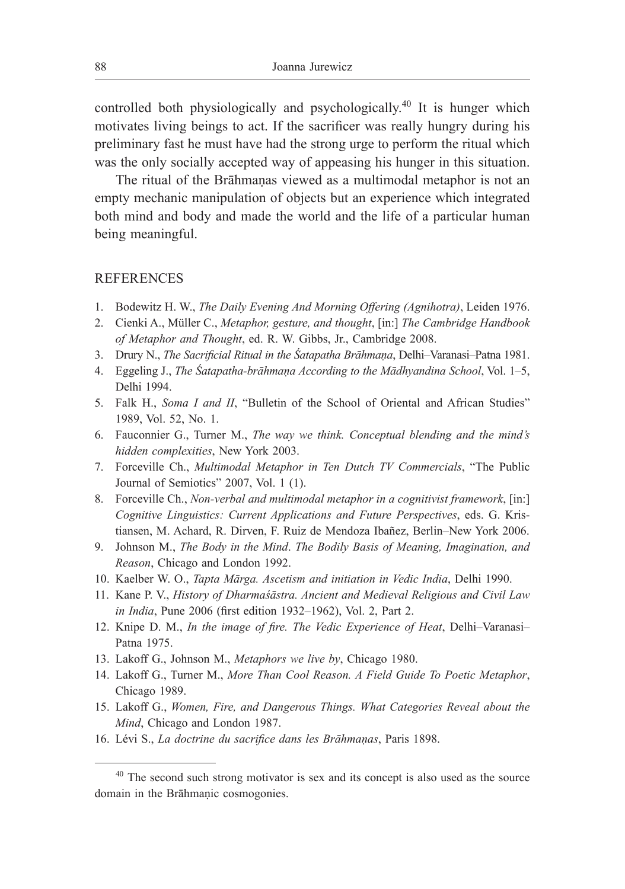controlled both physiologically and psychologically.[40] It is hunger which motivates living beings to act. If the sacrificer was really hungry during his preliminary fast he must have had the strong urge to perform the ritual which was the only socially accepted way of appeasing his hunger in this situation.

The ritual of the Brāhmaṇas viewed as a multimodal metaphor is not an empty mechanic manipulation of objects but an experience which integrated both mind and body and made the world and the life of a particular human being meaningful.

## REFERENCES

1. Bodewitz H. W., *The Daily Evening And Morning Offering (Agnihotra)*, Leiden 1976.
2. Cienki A., Müller C., *Metaphor, gesture, and thought*, [in:] *The Cambridge Handbook of Metaphor and Thought*, ed. R. W. Gibbs, Jr., Cambridge 2008.
3. Drury N., *The Sacrificial Ritual in the Śatapatha Brāhmaṇa*, Delhi–Varanasi–Patna 1981.
4. Eggeling J., *The Śatapatha-brāhmaṇa According to the Mādhyandina School*, Vol. 1–5, Delhi 1994.
5. Falk H., *Soma I and II*, "Bulletin of the School of Oriental and African Studies" 1989, Vol. 52, No. 1.
6. Fauconnier G., Turner M., *The way we think. Conceptual blending and the mind's hidden complexities*, New York 2003.
7. Forceville Ch., *Multimodal Metaphor in Ten Dutch TV Commercials*, "The Public Journal of Semiotics" 2007, Vol. 1 (1).
8. Forceville Ch., *Non-verbal and multimodal metaphor in a cognitivist framework*, [in:] *Cognitive Linguistics: Current Applications and Future Perspectives*, eds. G. Kristiansen, M. Achard, R. Dirven, F. Ruiz de Mendoza Ibañez, Berlin–New York 2006.
9. Johnson M., *The Body in the Mind*. *The Bodily Basis of Meaning, Imagination, and Reason*, Chicago and London 1992.
10. Kaelber W. O., *Tapta Mārga. Ascetism and initiation in Vedic India*, Delhi 1990.
11. Kane P. V., *History of Dharmaśāstra. Ancient and Medieval Religious and Civil Law in India*, Pune 2006 (first edition 1932–1962), Vol. 2, Part 2.
12. Knipe D. M., *In the image of fire. The Vedic Experience of Heat*, Delhi–Varanasi–Patna 1975.
13. Lakoff G., Johnson M., *Metaphors we live by*, Chicago 1980.
14. Lakoff G., Turner M., *More Than Cool Reason. A Field Guide To Poetic Metaphor*, Chicago 1989.
15. Lakoff G., *Women, Fire, and Dangerous Things. What Categories Reveal about the Mind*, Chicago and London 1987.
16. Lévi S., *La doctrine du sacrifice dans les Brāhmaṇas*, Paris 1898.

---

[40] The second such strong motivator is sex and its concept is also used as the source domain in the Brāhmaṇic cosmogonies.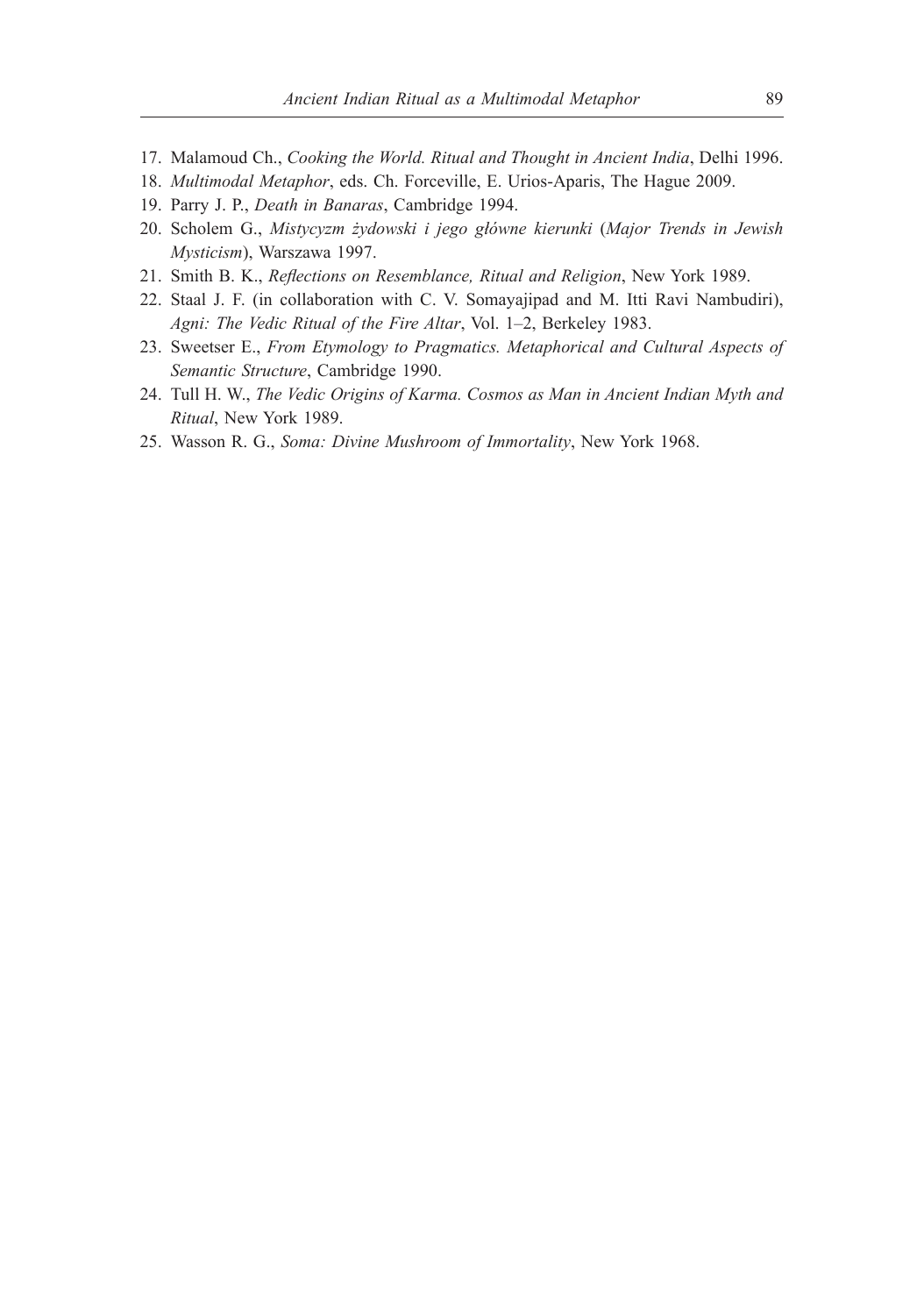17. Malamoud Ch., *Cooking the World. Ritual and Thought in Ancient India*, Delhi 1996.
18. *Multimodal Metaphor*, eds. Ch. Forceville, E. Urios-Aparis, The Hague 2009.
19. Parry J. P., *Death in Banaras*, Cambridge 1994.
20. Scholem G., *Mistycyzm żydowski i jego główne kierunki* (*Major Trends in Jewish Mysticism*), Warszawa 1997.
21. Smith B. K., *Reflections on Resemblance, Ritual and Religion*, New York 1989.
22. Staal J. F. (in collaboration with C. V. Somayajipad and M. Itti Ravi Nambudiri), *Agni: The Vedic Ritual of the Fire Altar*, Vol. 1–2, Berkeley 1983.
23. Sweetser E., *From Etymology to Pragmatics. Metaphorical and Cultural Aspects of Semantic Structure*, Cambridge 1990.
24. Tull H. W., *The Vedic Origins of Karma. Cosmos as Man in Ancient Indian Myth and Ritual*, New York 1989.
25. Wasson R. G., *Soma: Divine Mushroom of Immortality*, New York 1968.